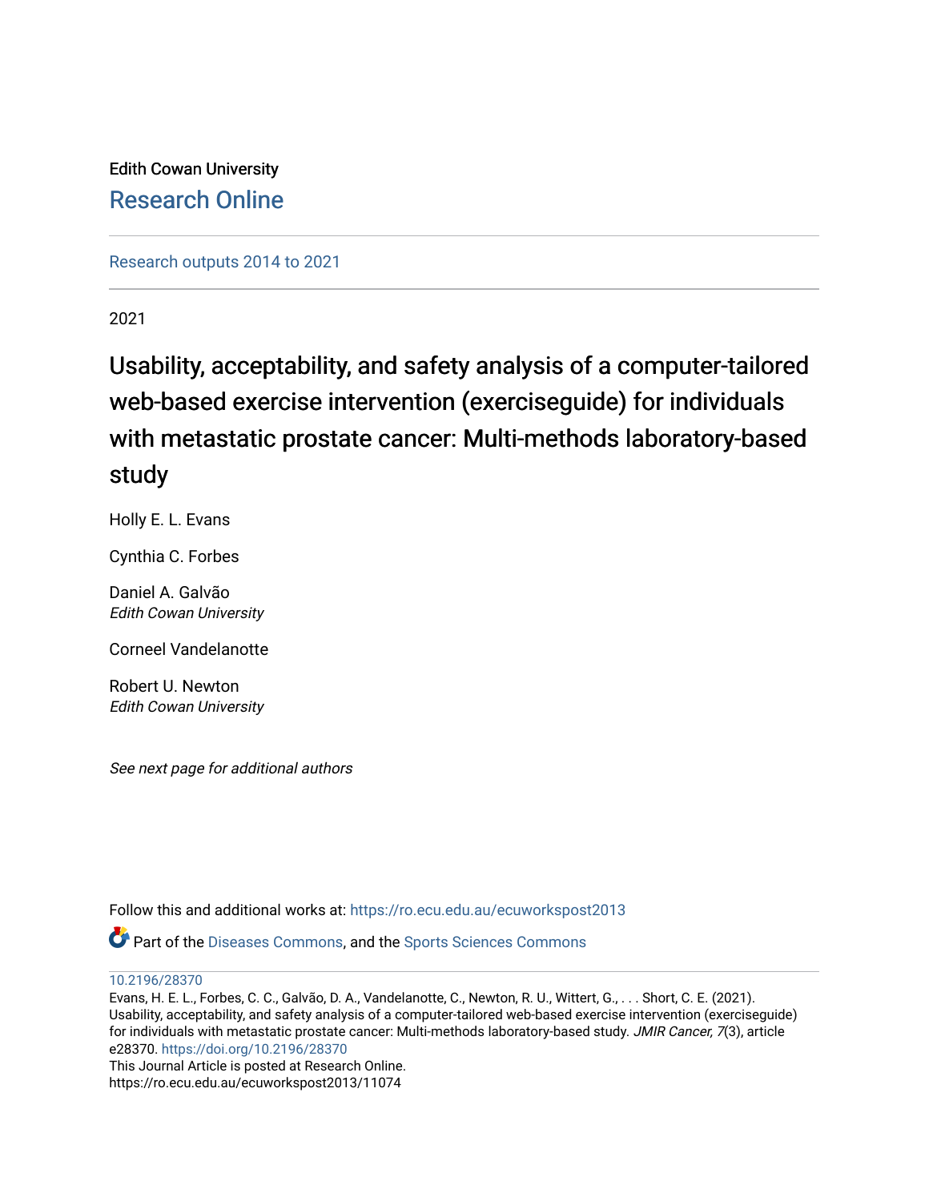Edith Cowan University

## Research Online

Research outputs 2014 to 2021

2021

# Usability, acceptability, and safety analysis of a computer-tailored web-based exercise intervention (exerciseguide) for individuals with metastatic prostate cancer: Multi-methods laboratory-based study

Holly E. L. Evans

Cynthia C. Forbes

Daniel A. Galvão
*Edith Cowan University*

Corneel Vandelanotte

Robert U. Newton
*Edith Cowan University*

*See next page for additional authors*

Follow this and additional works at: https://ro.ecu.edu.au/ecuworkspost2013

Part of the Diseases Commons, and the Sports Sciences Commons

10.2196/28370

Evans, H. E. L., Forbes, C. C., Galvão, D. A., Vandelanotte, C., Newton, R. U., Wittert, G., . . . Short, C. E. (2021). Usability, acceptability, and safety analysis of a computer-tailored web-based exercise intervention (exerciseguide) for individuals with metastatic prostate cancer: Multi-methods laboratory-based study. *JMIR Cancer, 7*(3), article e28370. https://doi.org/10.2196/28370

This Journal Article is posted at Research Online.
https://ro.ecu.edu.au/ecuworkspost2013/11074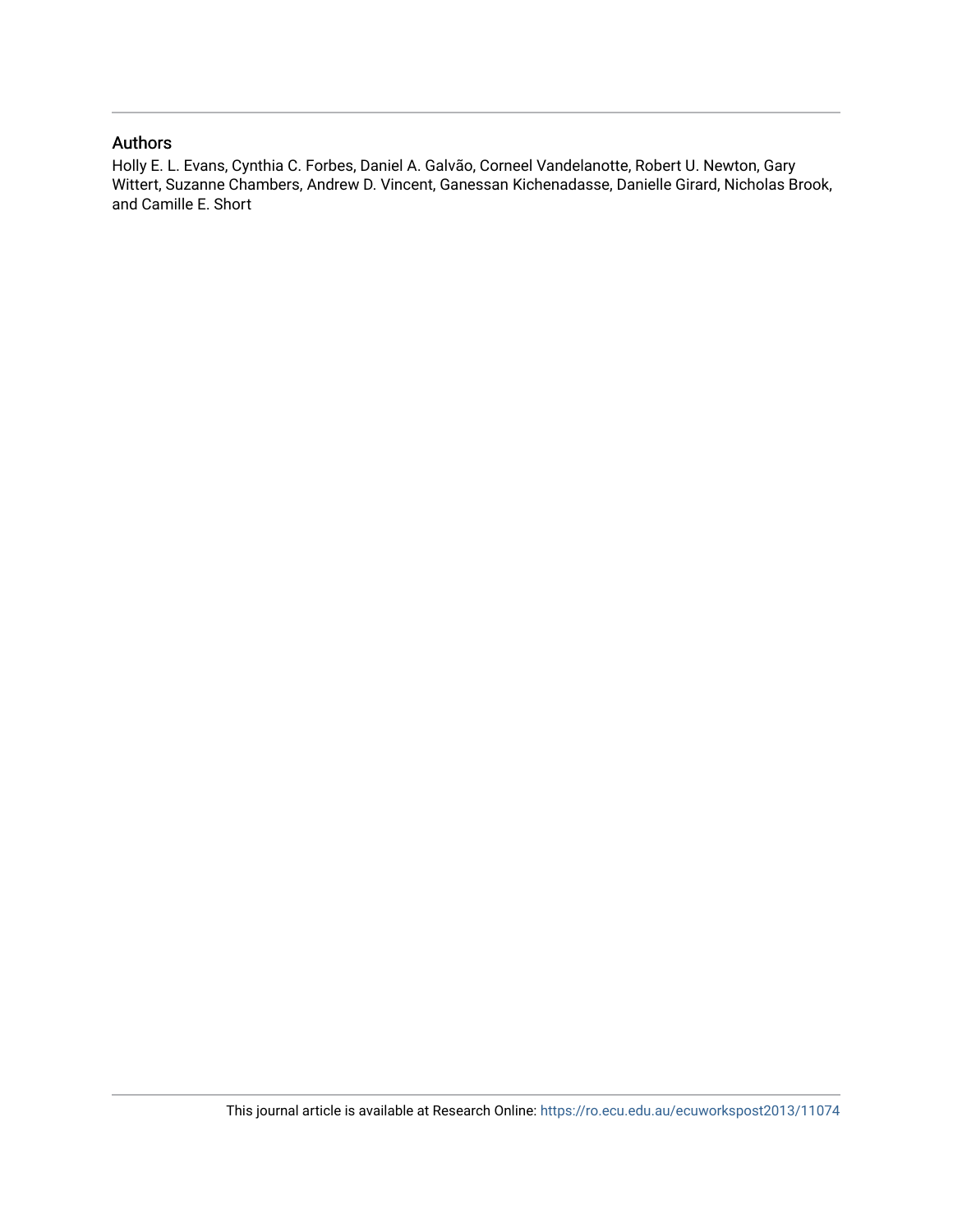## Authors

Holly E. L. Evans, Cynthia C. Forbes, Daniel A. Galvão, Corneel Vandelanotte, Robert U. Newton, Gary Wittert, Suzanne Chambers, Andrew D. Vincent, Ganessan Kichenadasse, Danielle Girard, Nicholas Brook, and Camille E. Short

This journal article is available at Research Online: https://ro.ecu.edu.au/ecuworkspost2013/11074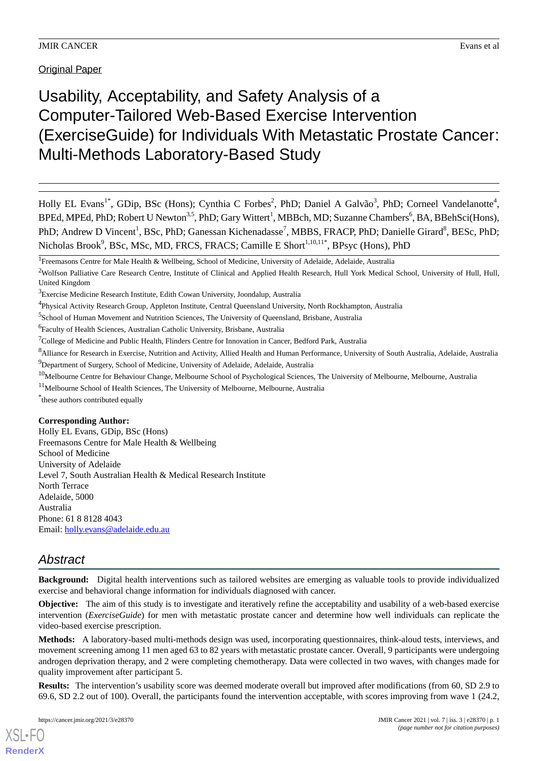Original Paper

# Usability, Acceptability, and Safety Analysis of a Computer-Tailored Web-Based Exercise Intervention (ExerciseGuide) for Individuals With Metastatic Prostate Cancer: Multi-Methods Laboratory-Based Study

Holly EL Evans[1*], GDip, BSc (Hons); Cynthia C Forbes[2], PhD; Daniel A Galvão[3], PhD; Corneel Vandelanotte[4], BPEd, MPEd, PhD; Robert U Newton[3,5], PhD; Gary Wittert[1], MBBch, MD; Suzanne Chambers[6], BA, BBehSci(Hons), PhD; Andrew D Vincent[1], BSc, PhD; Ganessan Kichenadasse[7], MBBS, FRACP, PhD; Danielle Girard[8], BESc, PhD; Nicholas Brook[9], BSc, MSc, MD, FRCS, FRACS; Camille E Short[1,10,11*], BPsyc (Hons), PhD

[1]Freemasons Centre for Male Health & Wellbeing, School of Medicine, University of Adelaide, Adelaide, Australia

[2]Wolfson Palliative Care Research Centre, Institute of Clinical and Applied Health Research, Hull York Medical School, University of Hull, Hull, United Kingdom

[3]Exercise Medicine Research Institute, Edith Cowan University, Joondalup, Australia

[4]Physical Activity Research Group, Appleton Institute, Central Queensland University, North Rockhampton, Australia

[5]School of Human Movement and Nutrition Sciences, The University of Queensland, Brisbane, Australia

[6]Faculty of Health Sciences, Australian Catholic University, Brisbane, Australia

[7]College of Medicine and Public Health, Flinders Centre for Innovation in Cancer, Bedford Park, Australia

[8]Alliance for Research in Exercise, Nutrition and Activity, Allied Health and Human Performance, University of South Australia, Adelaide, Australia

[9]Department of Surgery, School of Medicine, University of Adelaide, Adelaide, Australia

[10]Melbourne Centre for Behaviour Change, Melbourne School of Psychological Sciences, The University of Melbourne, Melbourne, Australia

[11]Melbourne School of Health Sciences, The University of Melbourne, Melbourne, Australia

[*]these authors contributed equally

**Corresponding Author:**
Holly EL Evans, GDip, BSc (Hons)
Freemasons Centre for Male Health & Wellbeing
School of Medicine
University of Adelaide
Level 7, South Australian Health & Medical Research Institute
North Terrace
Adelaide, 5000
Australia
Phone: 61 8 8128 4043
Email: holly.evans@adelaide.edu.au

## Abstract

**Background:** Digital health interventions such as tailored websites are emerging as valuable tools to provide individualized exercise and behavioral change information for individuals diagnosed with cancer.

**Objective:** The aim of this study is to investigate and iteratively refine the acceptability and usability of a web-based exercise intervention (*ExerciseGuide*) for men with metastatic prostate cancer and determine how well individuals can replicate the video-based exercise prescription.

**Methods:** A laboratory-based multi-methods design was used, incorporating questionnaires, think-aloud tests, interviews, and movement screening among 11 men aged 63 to 82 years with metastatic prostate cancer. Overall, 9 participants were undergoing androgen deprivation therapy, and 2 were completing chemotherapy. Data were collected in two waves, with changes made for quality improvement after participant 5.

**Results:** The intervention's usability score was deemed moderate overall but improved after modifications (from 60, SD 2.9 to 69.6, SD 2.2 out of 100). Overall, the participants found the intervention acceptable, with scores improving from wave 1 (24.2,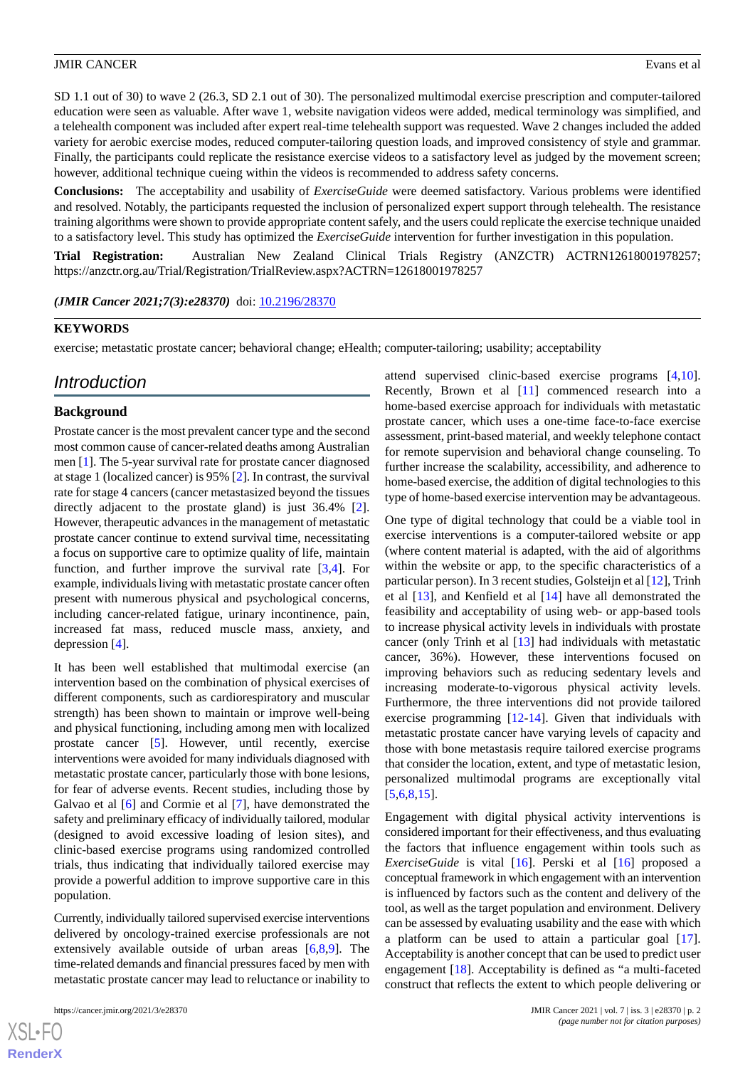SD 1.1 out of 30) to wave 2 (26.3, SD 2.1 out of 30). The personalized multimodal exercise prescription and computer-tailored education were seen as valuable. After wave 1, website navigation videos were added, medical terminology was simplified, and a telehealth component was included after expert real-time telehealth support was requested. Wave 2 changes included the added variety for aerobic exercise modes, reduced computer-tailoring question loads, and improved consistency of style and grammar. Finally, the participants could replicate the resistance exercise videos to a satisfactory level as judged by the movement screen; however, additional technique cueing within the videos is recommended to address safety concerns.

**Conclusions:** The acceptability and usability of *ExerciseGuide* were deemed satisfactory. Various problems were identified and resolved. Notably, the participants requested the inclusion of personalized expert support through telehealth. The resistance training algorithms were shown to provide appropriate content safely, and the users could replicate the exercise technique unaided to a satisfactory level. This study has optimized the *ExerciseGuide* intervention for further investigation in this population.

**Trial Registration:** Australian New Zealand Clinical Trials Registry (ANZCTR) ACTRN12618001978257; https://anzctr.org.au/Trial/Registration/TrialReview.aspx?ACTRN=12618001978257

***(JMIR Cancer 2021;7(3):e28370)*** doi: 10.2196/28370

**KEYWORDS**

exercise; metastatic prostate cancer; behavioral change; eHealth; computer-tailoring; usability; acceptability

## Introduction

### Background

Prostate cancer is the most prevalent cancer type and the second most common cause of cancer-related deaths among Australian men [1]. The 5-year survival rate for prostate cancer diagnosed at stage 1 (localized cancer) is 95% [2]. In contrast, the survival rate for stage 4 cancers (cancer metastasized beyond the tissues directly adjacent to the prostate gland) is just 36.4% [2]. However, therapeutic advances in the management of metastatic prostate cancer continue to extend survival time, necessitating a focus on supportive care to optimize quality of life, maintain function, and further improve the survival rate [3,4]. For example, individuals living with metastatic prostate cancer often present with numerous physical and psychological concerns, including cancer-related fatigue, urinary incontinence, pain, increased fat mass, reduced muscle mass, anxiety, and depression [4].

It has been well established that multimodal exercise (an intervention based on the combination of physical exercises of different components, such as cardiorespiratory and muscular strength) has been shown to maintain or improve well-being and physical functioning, including among men with localized prostate cancer [5]. However, until recently, exercise interventions were avoided for many individuals diagnosed with metastatic prostate cancer, particularly those with bone lesions, for fear of adverse events. Recent studies, including those by Galvao et al [6] and Cormie et al [7], have demonstrated the safety and preliminary efficacy of individually tailored, modular (designed to avoid excessive loading of lesion sites), and clinic-based exercise programs using randomized controlled trials, thus indicating that individually tailored exercise may provide a powerful addition to improve supportive care in this population.

Currently, individually tailored supervised exercise interventions delivered by oncology-trained exercise professionals are not extensively available outside of urban areas [6,8,9]. The time-related demands and financial pressures faced by men with metastatic prostate cancer may lead to reluctance or inability to attend supervised clinic-based exercise programs [4,10]. Recently, Brown et al [11] commenced research into a home-based exercise approach for individuals with metastatic prostate cancer, which uses a one-time face-to-face exercise assessment, print-based material, and weekly telephone contact for remote supervision and behavioral change counseling. To further increase the scalability, accessibility, and adherence to home-based exercise, the addition of digital technologies to this type of home-based exercise intervention may be advantageous.

One type of digital technology that could be a viable tool in exercise interventions is a computer-tailored website or app (where content material is adapted, with the aid of algorithms within the website or app, to the specific characteristics of a particular person). In 3 recent studies, Golsteijn et al [12], Trinh et al [13], and Kenfield et al [14] have all demonstrated the feasibility and acceptability of using web- or app-based tools to increase physical activity levels in individuals with prostate cancer (only Trinh et al [13] had individuals with metastatic cancer, 36%). However, these interventions focused on improving behaviors such as reducing sedentary levels and increasing moderate-to-vigorous physical activity levels. Furthermore, the three interventions did not provide tailored exercise programming [12-14]. Given that individuals with metastatic prostate cancer have varying levels of capacity and those with bone metastasis require tailored exercise programs that consider the location, extent, and type of metastatic lesion, personalized multimodal programs are exceptionally vital [5,6,8,15].

Engagement with digital physical activity interventions is considered important for their effectiveness, and thus evaluating the factors that influence engagement within tools such as *ExerciseGuide* is vital [16]. Perski et al [16] proposed a conceptual framework in which engagement with an intervention is influenced by factors such as the content and delivery of the tool, as well as the target population and environment. Delivery can be assessed by evaluating usability and the ease with which a platform can be used to attain a particular goal [17]. Acceptability is another concept that can be used to predict user engagement [18]. Acceptability is defined as "a multi-faceted construct that reflects the extent to which people delivering or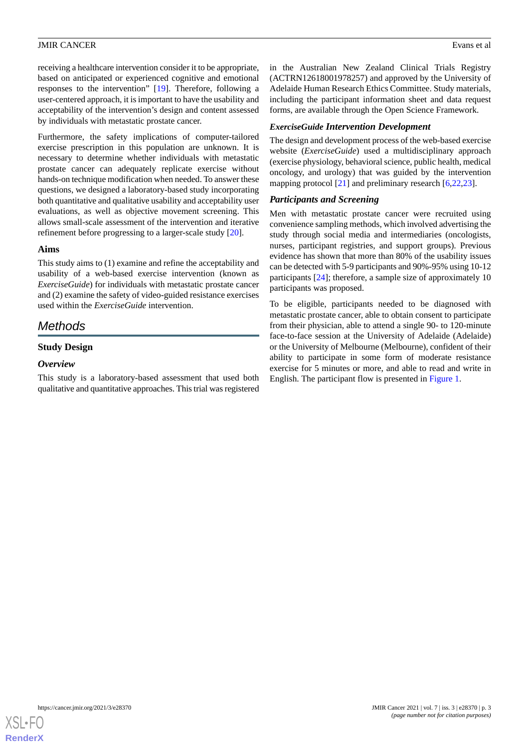receiving a healthcare intervention consider it to be appropriate, based on anticipated or experienced cognitive and emotional responses to the intervention" [19]. Therefore, following a user-centered approach, it is important to have the usability and acceptability of the intervention's design and content assessed by individuals with metastatic prostate cancer.

Furthermore, the safety implications of computer-tailored exercise prescription in this population are unknown. It is necessary to determine whether individuals with metastatic prostate cancer can adequately replicate exercise without hands-on technique modification when needed. To answer these questions, we designed a laboratory-based study incorporating both quantitative and qualitative usability and acceptability user evaluations, as well as objective movement screening. This allows small-scale assessment of the intervention and iterative refinement before progressing to a larger-scale study [20].

### Aims

This study aims to (1) examine and refine the acceptability and usability of a web-based exercise intervention (known as *ExerciseGuide*) for individuals with metastatic prostate cancer and (2) examine the safety of video-guided resistance exercises used within the *ExerciseGuide* intervention.

## Methods

### Study Design

#### *Overview*

This study is a laboratory-based assessment that used both qualitative and quantitative approaches. This trial was registered in the Australian New Zealand Clinical Trials Registry (ACTRN12618001978257) and approved by the University of Adelaide Human Research Ethics Committee. Study materials, including the participant information sheet and data request forms, are available through the Open Science Framework.

#### *ExerciseGuide Intervention Development*

The design and development process of the web-based exercise website (*ExerciseGuide*) used a multidisciplinary approach (exercise physiology, behavioral science, public health, medical oncology, and urology) that was guided by the intervention mapping protocol [21] and preliminary research [6,22,23].

#### *Participants and Screening*

Men with metastatic prostate cancer were recruited using convenience sampling methods, which involved advertising the study through social media and intermediaries (oncologists, nurses, participant registries, and support groups). Previous evidence has shown that more than 80% of the usability issues can be detected with 5-9 participants and 90%-95% using 10-12 participants [24]; therefore, a sample size of approximately 10 participants was proposed.

To be eligible, participants needed to be diagnosed with metastatic prostate cancer, able to obtain consent to participate from their physician, able to attend a single 90- to 120-minute face-to-face session at the University of Adelaide (Adelaide) or the University of Melbourne (Melbourne), confident of their ability to participate in some form of moderate resistance exercise for 5 minutes or more, and able to read and write in English. The participant flow is presented in Figure 1.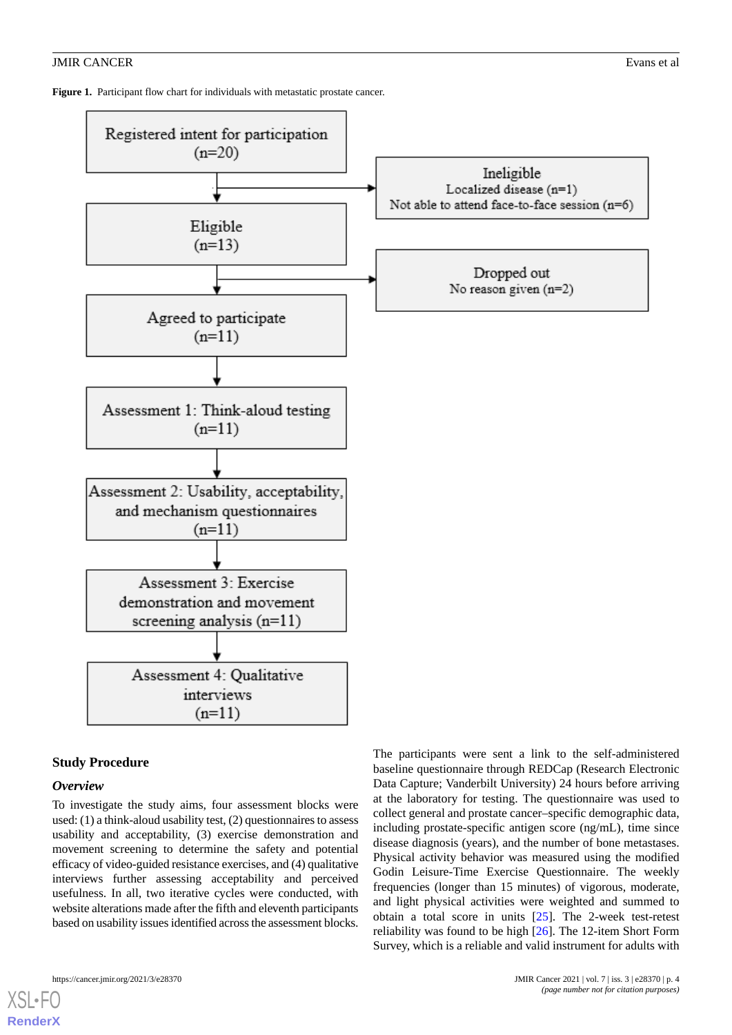**Figure 1.** Participant flow chart for individuals with metastatic prostate cancer.

Registered intent for participation (n=20)

Ineligible
Localized disease (n=1)
Not able to attend face-to-face session (n=6)

Eligible (n=13)

Dropped out
No reason given (n=2)

Agreed to participate (n=11)

Assessment 1: Think-aloud testing (n=11)

Assessment 2: Usability, acceptability, and mechanism questionnaires (n=11)

Assessment 3: Exercise demonstration and movement screening analysis (n=11)

Assessment 4: Qualitative interviews (n=11)

## Study Procedure

### *Overview*

To investigate the study aims, four assessment blocks were used: (1) a think-aloud usability test, (2) questionnaires to assess usability and acceptability, (3) exercise demonstration and movement screening to determine the safety and potential efficacy of video-guided resistance exercises, and (4) qualitative interviews further assessing acceptability and perceived usefulness. In all, two iterative cycles were conducted, with website alterations made after the fifth and eleventh participants based on usability issues identified across the assessment blocks.

The participants were sent a link to the self-administered baseline questionnaire through REDCap (Research Electronic Data Capture; Vanderbilt University) 24 hours before arriving at the laboratory for testing. The questionnaire was used to collect general and prostate cancer–specific demographic data, including prostate-specific antigen score (ng/mL), time since disease diagnosis (years), and the number of bone metastases. Physical activity behavior was measured using the modified Godin Leisure-Time Exercise Questionnaire. The weekly frequencies (longer than 15 minutes) of vigorous, moderate, and light physical activities were weighted and summed to obtain a total score in units [25]. The 2-week test-retest reliability was found to be high [26]. The 12-item Short Form Survey, which is a reliable and valid instrument for adults with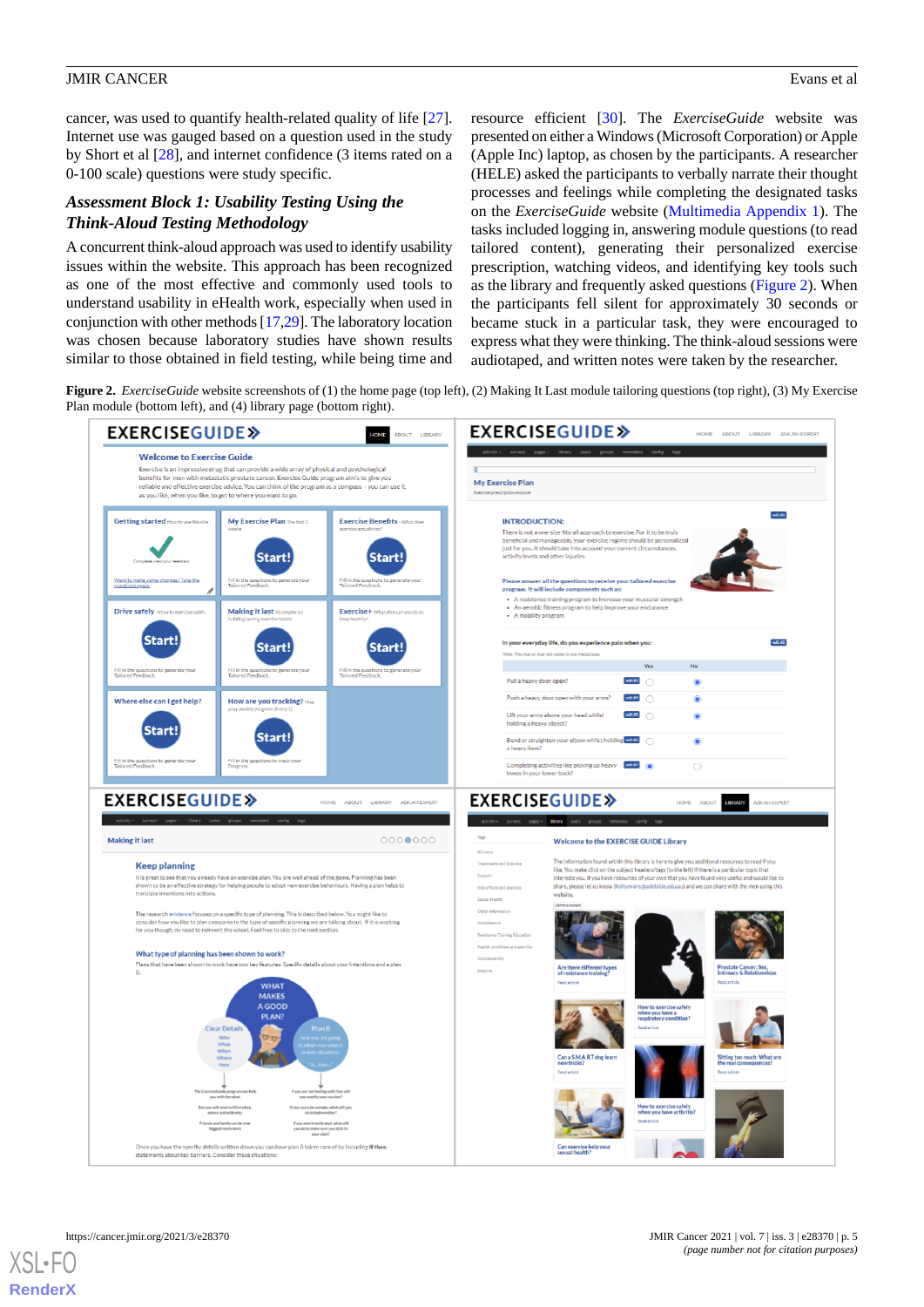cancer, was used to quantify health-related quality of life [27]. Internet use was gauged based on a question used in the study by Short et al [28], and internet confidence (3 items rated on a 0-100 scale) questions were study specific.

### Assessment Block 1: Usability Testing Using the Think-Aloud Testing Methodology

A concurrent think-aloud approach was used to identify usability issues within the website. This approach has been recognized as one of the most effective and commonly used tools to understand usability in eHealth work, especially when used in conjunction with other methods [17,29]. The laboratory location was chosen because laboratory studies have shown results similar to those obtained in field testing, while being time and resource efficient [30]. The *ExerciseGuide* website was presented on either a Windows (Microsoft Corporation) or Apple (Apple Inc) laptop, as chosen by the participants. A researcher (HELE) asked the participants to verbally narrate their thought processes and feelings while completing the designated tasks on the *ExerciseGuide* website (Multimedia Appendix 1). The tasks included logging in, answering module questions (to read tailored content), generating their personalized exercise prescription, watching videos, and identifying key tools such as the library and frequently asked questions (Figure 2). When the participants fell silent for approximately 30 seconds or became stuck in a particular task, they were encouraged to express what they were thinking. The think-aloud sessions were audiotaped, and written notes were taken by the researcher.

**Figure 2.** *ExerciseGuide* website screenshots of (1) the home page (top left), (2) Making It Last module tailoring questions (top right), (3) My Exercise Plan module (bottom left), and (4) library page (bottom right).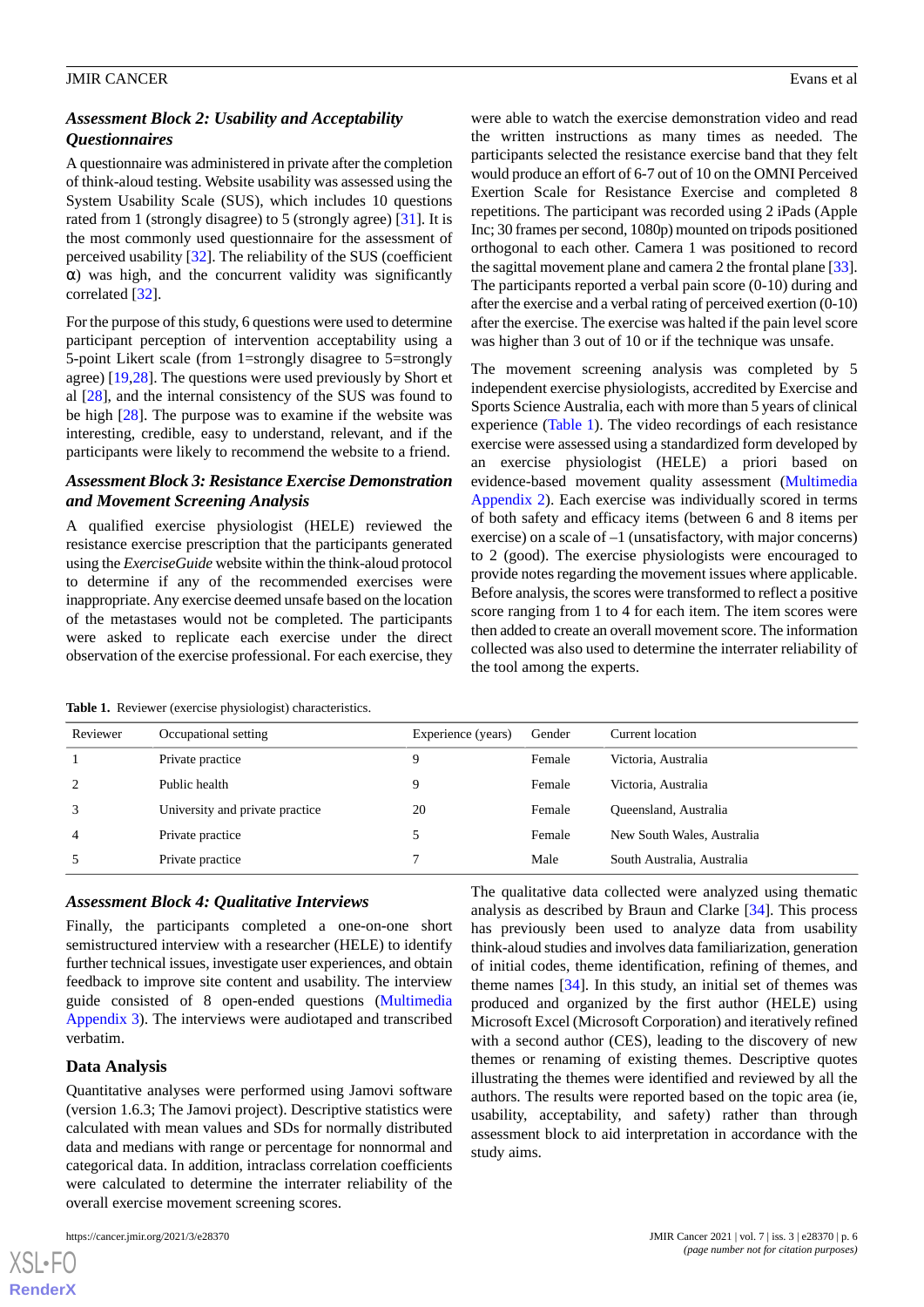### Assessment Block 2: Usability and Acceptability Questionnaires

A questionnaire was administered in private after the completion of think-aloud testing. Website usability was assessed using the System Usability Scale (SUS), which includes 10 questions rated from 1 (strongly disagree) to 5 (strongly agree) [31]. It is the most commonly used questionnaire for the assessment of perceived usability [32]. The reliability of the SUS (coefficient α) was high, and the concurrent validity was significantly correlated [32].

For the purpose of this study, 6 questions were used to determine participant perception of intervention acceptability using a 5-point Likert scale (from 1=strongly disagree to 5=strongly agree) [19,28]. The questions were used previously by Short et al [28], and the internal consistency of the SUS was found to be high [28]. The purpose was to examine if the website was interesting, credible, easy to understand, relevant, and if the participants were likely to recommend the website to a friend.

### Assessment Block 3: Resistance Exercise Demonstration and Movement Screening Analysis

A qualified exercise physiologist (HELE) reviewed the resistance exercise prescription that the participants generated using the *ExerciseGuide* website within the think-aloud protocol to determine if any of the recommended exercises were inappropriate. Any exercise deemed unsafe based on the location of the metastases would not be completed. The participants were asked to replicate each exercise under the direct observation of the exercise professional. For each exercise, they were able to watch the exercise demonstration video and read the written instructions as many times as needed. The participants selected the resistance exercise band that they felt would produce an effort of 6-7 out of 10 on the OMNI Perceived Exertion Scale for Resistance Exercise and completed 8 repetitions. The participant was recorded using 2 iPads (Apple Inc; 30 frames per second, 1080p) mounted on tripods positioned orthogonal to each other. Camera 1 was positioned to record the sagittal movement plane and camera 2 the frontal plane [33]. The participants reported a verbal pain score (0-10) during and after the exercise and a verbal rating of perceived exertion (0-10) after the exercise. The exercise was halted if the pain level score was higher than 3 out of 10 or if the technique was unsafe.

The movement screening analysis was completed by 5 independent exercise physiologists, accredited by Exercise and Sports Science Australia, each with more than 5 years of clinical experience (Table 1). The video recordings of each resistance exercise were assessed using a standardized form developed by an exercise physiologist (HELE) a priori based on evidence-based movement quality assessment (Multimedia Appendix 2). Each exercise was individually scored in terms of both safety and efficacy items (between 6 and 8 items per exercise) on a scale of –1 (unsatisfactory, with major concerns) to 2 (good). The exercise physiologists were encouraged to provide notes regarding the movement issues where applicable. Before analysis, the scores were transformed to reflect a positive score ranging from 1 to 4 for each item. The item scores were then added to create an overall movement score. The information collected was also used to determine the interrater reliability of the tool among the experts.

**Table 1.** Reviewer (exercise physiologist) characteristics.

| Reviewer | Occupational setting | Experience (years) | Gender | Current location |
|---|---|---|---|---|
| 1 | Private practice | 9 | Female | Victoria, Australia |
| 2 | Public health | 9 | Female | Victoria, Australia |
| 3 | University and private practice | 20 | Female | Queensland, Australia |
| 4 | Private practice | 5 | Female | New South Wales, Australia |
| 5 | Private practice | 7 | Male | South Australia, Australia |

### Assessment Block 4: Qualitative Interviews

Finally, the participants completed a one-on-one short semistructured interview with a researcher (HELE) to identify further technical issues, investigate user experiences, and obtain feedback to improve site content and usability. The interview guide consisted of 8 open-ended questions (Multimedia Appendix 3). The interviews were audiotaped and transcribed verbatim.

## Data Analysis

Quantitative analyses were performed using Jamovi software (version 1.6.3; The Jamovi project). Descriptive statistics were calculated with mean values and SDs for normally distributed data and medians with range or percentage for nonnormal and categorical data. In addition, intraclass correlation coefficients were calculated to determine the interrater reliability of the overall exercise movement screening scores.

The qualitative data collected were analyzed using thematic analysis as described by Braun and Clarke [34]. This process has previously been used to analyze data from usability think-aloud studies and involves data familiarization, generation of initial codes, theme identification, refining of themes, and theme names [34]. In this study, an initial set of themes was produced and organized by the first author (HELE) using Microsoft Excel (Microsoft Corporation) and iteratively refined with a second author (CES), leading to the discovery of new themes or renaming of existing themes. Descriptive quotes illustrating the themes were identified and reviewed by all the authors. The results were reported based on the topic area (ie, usability, acceptability, and safety) rather than through assessment block to aid interpretation in accordance with the study aims.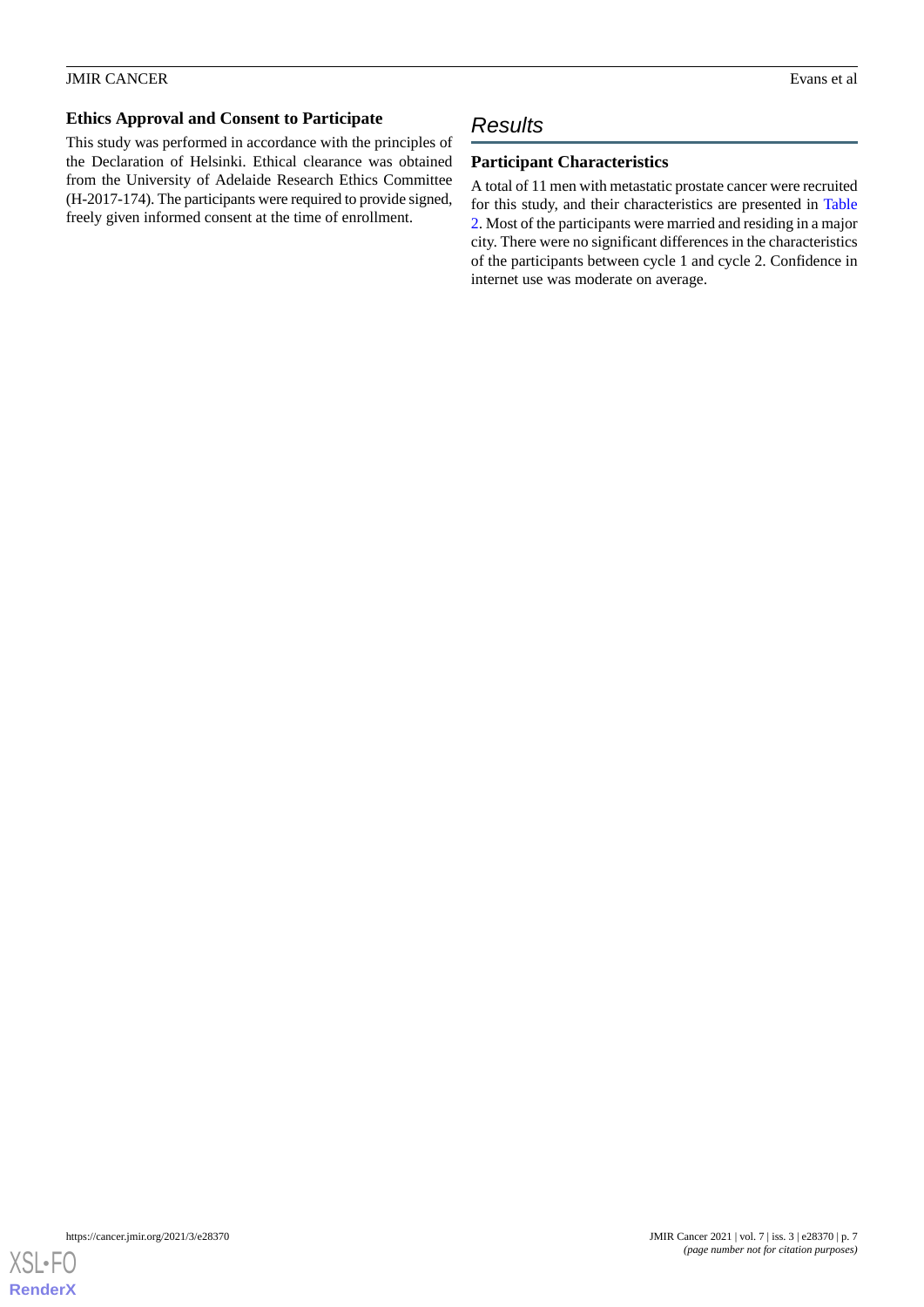### Ethics Approval and Consent to Participate

This study was performed in accordance with the principles of the Declaration of Helsinki. Ethical clearance was obtained from the University of Adelaide Research Ethics Committee (H-2017-174). The participants were required to provide signed, freely given informed consent at the time of enrollment.

## Results

### Participant Characteristics

A total of 11 men with metastatic prostate cancer were recruited for this study, and their characteristics are presented in Table 2. Most of the participants were married and residing in a major city. There were no significant differences in the characteristics of the participants between cycle 1 and cycle 2. Confidence in internet use was moderate on average.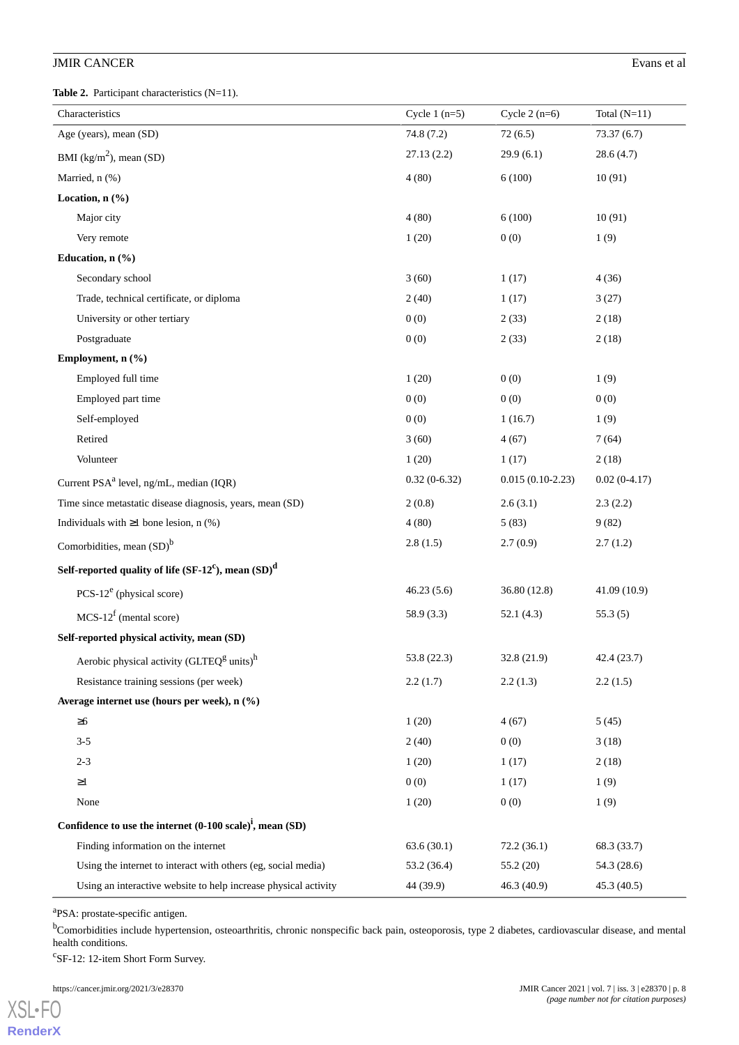**Table 2.** Participant characteristics (N=11).

| Characteristics | Cycle 1 (n=5) | Cycle 2 (n=6) | Total (N=11) |
|---|---|---|---|
| Age (years), mean (SD) | 74.8 (7.2) | 72 (6.5) | 73.37 (6.7) |
| BMI (kg/$m^2$), mean (SD) | 27.13 (2.2) | 29.9 (6.1) | 28.6 (4.7) |
| Married, n (%) | 4 (80) | 6 (100) | 10 (91) |
| **Location, n (%)** | | | |
| Major city | 4 (80) | 6 (100) | 10 (91) |
| Very remote | 1 (20) | 0 (0) | 1 (9) |
| **Education, n (%)** | | | |
| Secondary school | 3 (60) | 1 (17) | 4 (36) |
| Trade, technical certificate, or diploma | 2 (40) | 1 (17) | 3 (27) |
| University or other tertiary | 0 (0) | 2 (33) | 2 (18) |
| Postgraduate | 0 (0) | 2 (33) | 2 (18) |
| **Employment, n (%)** | | | |
| Employed full time | 1 (20) | 0 (0) | 1 (9) |
| Employed part time | 0 (0) | 0 (0) | 0 (0) |
| Self-employed | 0 (0) | 1 (16.7) | 1 (9) |
| Retired | 3 (60) | 4 (67) | 7 (64) |
| Volunteer | 1 (20) | 1 (17) | 2 (18) |
| Current PSA[a] level, ng/mL, median (IQR) | 0.32 (0-6.32) | 0.015 (0.10-2.23) | 0.02 (0-4.17) |
| Time since metastatic disease diagnosis, years, mean (SD) | 2 (0.8) | 2.6 (3.1) | 2.3 (2.2) |
| Individuals with ≥1 bone lesion, n (%) | 4 (80) | 5 (83) | 9 (82) |
| Comorbidities, mean (SD)[b] | 2.8 (1.5) | 2.7 (0.9) | 2.7 (1.2) |
| **Self-reported quality of life (SF-12[c]), mean (SD)[d]** | | | |
| PCS-12[e] (physical score) | 46.23 (5.6) | 36.80 (12.8) | 41.09 (10.9) |
| MCS-12[f] (mental score) | 58.9 (3.3) | 52.1 (4.3) | 55.3 (5) |
| **Self-reported physical activity, mean (SD)** | | | |
| Aerobic physical activity (GLTEQ[g] units)[h] | 53.8 (22.3) | 32.8 (21.9) | 42.4 (23.7) |
| Resistance training sessions (per week) | 2.2 (1.7) | 2.2 (1.3) | 2.2 (1.5) |
| **Average internet use (hours per week), n (%)** | | | |
| ≥6 | 1 (20) | 4 (67) | 5 (45) |
| 3-5 | 2 (40) | 0 (0) | 3 (18) |
| 2-3 | 1 (20) | 1 (17) | 2 (18) |
| ≥1 | 0 (0) | 1 (17) | 1 (9) |
| None | 1 (20) | 0 (0) | 1 (9) |
| **Confidence to use the internet (0-100 scale)[i], mean (SD)** | | | |
| Finding information on the internet | 63.6 (30.1) | 72.2 (36.1) | 68.3 (33.7) |
| Using the internet to interact with others (eg, social media) | 53.2 (36.4) | 55.2 (20) | 54.3 (28.6) |
| Using an interactive website to help increase physical activity | 44 (39.9) | 46.3 (40.9) | 45.3 (40.5) |

[a]PSA: prostate-specific antigen.

[b]Comorbidities include hypertension, osteoarthritis, chronic nonspecific back pain, osteoporosis, type 2 diabetes, cardiovascular disease, and mental health conditions.

[c]SF-12: 12-item Short Form Survey.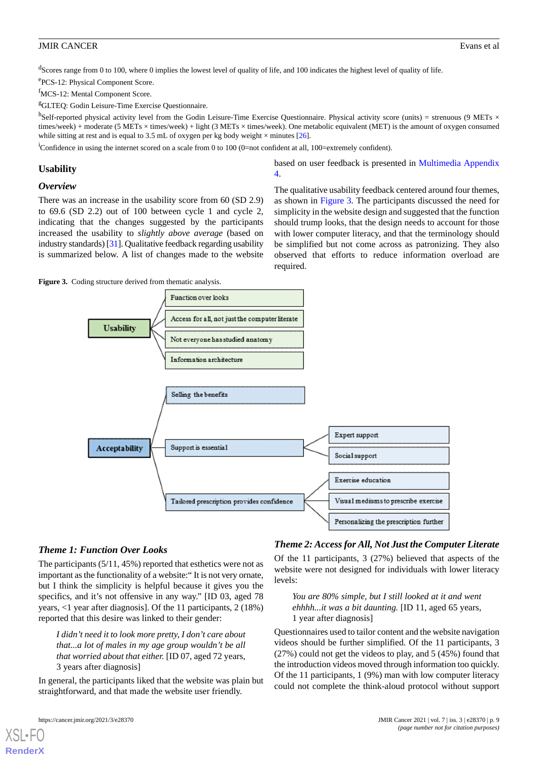[d]Scores range from 0 to 100, where 0 implies the lowest level of quality of life, and 100 indicates the highest level of quality of life.

[e]PCS-12: Physical Component Score.

[f]MCS-12: Mental Component Score.

[g]GLTEQ: Godin Leisure-Time Exercise Questionnaire.

[h]Self-reported physical activity level from the Godin Leisure-Time Exercise Questionnaire. Physical activity score (units) = strenuous (9 METs × times/week) + moderate (5 METs × times/week) + light (3 METs × times/week). One metabolic equivalent (MET) is the amount of oxygen consumed while sitting at rest and is equal to 3.5 mL of oxygen per kg body weight × minutes [26].

[i]Confidence in using the internet scored on a scale from 0 to 100 (0=not confident at all, 100=extremely confident).

## Usability

### Overview

There was an increase in the usability score from 60 (SD 2.9) to 69.6 (SD 2.2) out of 100 between cycle 1 and cycle 2, indicating that the changes suggested by the participants increased the usability to *slightly above average* (based on industry standards) [31]. Qualitative feedback regarding usability is summarized below. A list of changes made to the website based on user feedback is presented in Multimedia Appendix 4.

The qualitative usability feedback centered around four themes, as shown in Figure 3. The participants discussed the need for simplicity in the website design and suggested that the function should trump looks, that the design needs to account for those with lower computer literacy, and that the terminology should be simplified but not come across as patronizing. They also observed that efforts to reduce information overload are required.

**Figure 3.** Coding structure derived from thematic analysis.

- Usability
  - Function over looks
  - Access for all, not just the computer literate
  - Not everyone has studied anatomy
  - Information architecture
- Acceptability
  - Selling the benefits
  - Support is essential
    - Expert support
    - Social support
  - Tailored prescription provides confidence
    - Exercise education
    - Visual mediums to prescribe exercise
    - Personalizing the prescription further

### Theme 1: Function Over Looks

The participants (5/11, 45%) reported that esthetics were not as important as the functionality of a website:“ It is not very ornate, but I think the simplicity is helpful because it gives you the specifics, and it’s not offensive in any way.” [ID 03, aged 78 years, <1 year after diagnosis]. Of the 11 participants, 2 (18%) reported that this desire was linked to their gender:

> *I didn’t need it to look more pretty, I don’t care about that...a lot of males in my age group wouldn’t be all that worried about that either.* [ID 07, aged 72 years, 3 years after diagnosis]

In general, the participants liked that the website was plain but straightforward, and that made the website user friendly.

### Theme 2: Access for All, Not Just the Computer Literate

Of the 11 participants, 3 (27%) believed that aspects of the website were not designed for individuals with lower literacy levels:

> *You are 80% simple, but I still looked at it and went ehhhh...it was a bit daunting.* [ID 11, aged 65 years, 1 year after diagnosis]

Questionnaires used to tailor content and the website navigation videos should be further simplified. Of the 11 participants, 3 (27%) could not get the videos to play, and 5 (45%) found that the introduction videos moved through information too quickly. Of the 11 participants, 1 (9%) man with low computer literacy could not complete the think-aloud protocol without support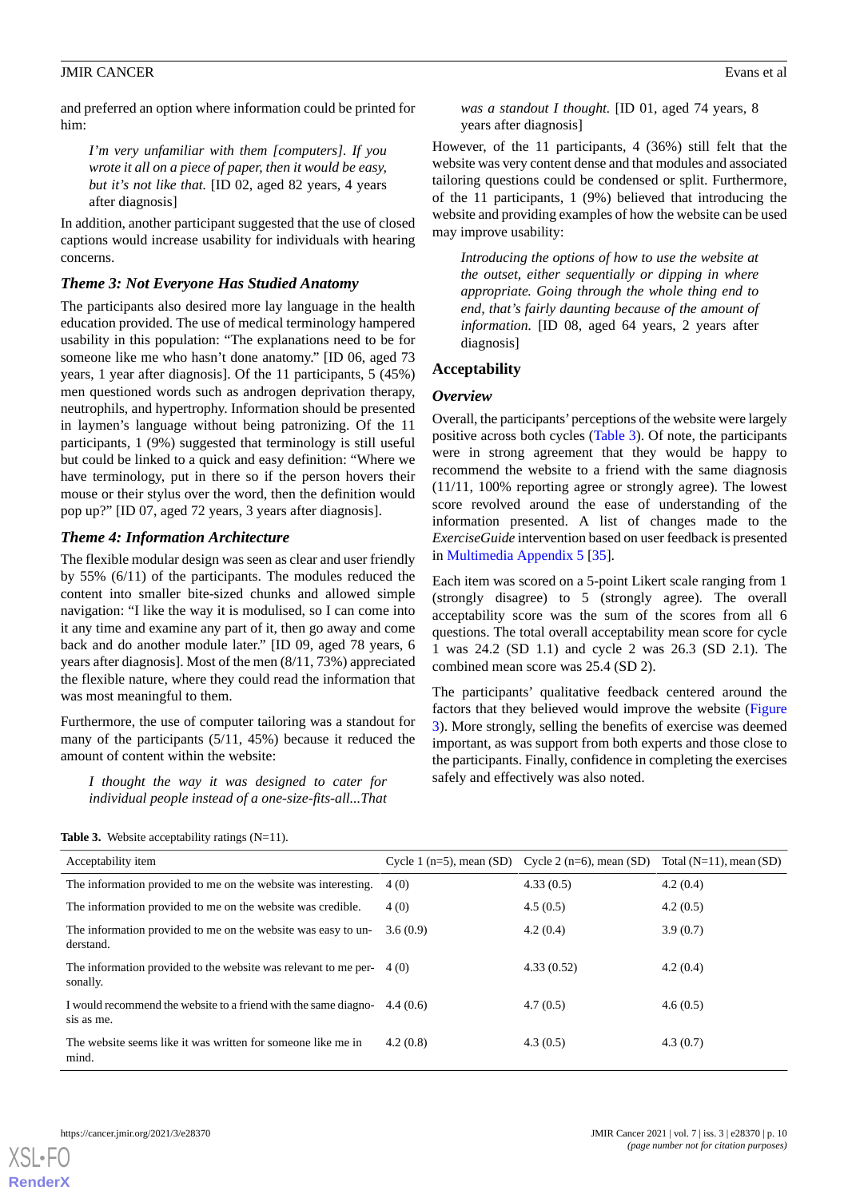and preferred an option where information could be printed for him:

> *I'm very unfamiliar with them [computers]. If you wrote it all on a piece of paper, then it would be easy, but it's not like that.* [ID 02, aged 82 years, 4 years after diagnosis]

In addition, another participant suggested that the use of closed captions would increase usability for individuals with hearing concerns.

### *Theme 3: Not Everyone Has Studied Anatomy*

The participants also desired more lay language in the health education provided. The use of medical terminology hampered usability in this population: "The explanations need to be for someone like me who hasn't done anatomy." [ID 06, aged 73 years, 1 year after diagnosis]. Of the 11 participants, 5 (45%) men questioned words such as androgen deprivation therapy, neutrophils, and hypertrophy. Information should be presented in laymen's language without being patronizing. Of the 11 participants, 1 (9%) suggested that terminology is still useful but could be linked to a quick and easy definition: "Where we have terminology, put in there so if the person hovers their mouse or their stylus over the word, then the definition would pop up?" [ID 07, aged 72 years, 3 years after diagnosis].

### *Theme 4: Information Architecture*

The flexible modular design was seen as clear and user friendly by 55% (6/11) of the participants. The modules reduced the content into smaller bite-sized chunks and allowed simple navigation: "I like the way it is modulised, so I can come into it any time and examine any part of it, then go away and come back and do another module later." [ID 09, aged 78 years, 6 years after diagnosis]. Most of the men (8/11, 73%) appreciated the flexible nature, where they could read the information that was most meaningful to them.

Furthermore, the use of computer tailoring was a standout for many of the participants (5/11, 45%) because it reduced the amount of content within the website:

> *I thought the way it was designed to cater for individual people instead of a one-size-fits-all...That was a standout I thought.* [ID 01, aged 74 years, 8 years after diagnosis]

However, of the 11 participants, 4 (36%) still felt that the website was very content dense and that modules and associated tailoring questions could be condensed or split. Furthermore, of the 11 participants, 1 (9%) believed that introducing the website and providing examples of how the website can be used may improve usability:

> *Introducing the options of how to use the website at the outset, either sequentially or dipping in where appropriate. Going through the whole thing end to end, that's fairly daunting because of the amount of information.* [ID 08, aged 64 years, 2 years after diagnosis]

## Acceptability

### *Overview*

Overall, the participants' perceptions of the website were largely positive across both cycles (Table 3). Of note, the participants were in strong agreement that they would be happy to recommend the website to a friend with the same diagnosis (11/11, 100% reporting agree or strongly agree). The lowest score revolved around the ease of understanding of the information presented. A list of changes made to the *ExerciseGuide* intervention based on user feedback is presented in Multimedia Appendix 5 [35].

Each item was scored on a 5-point Likert scale ranging from 1 (strongly disagree) to 5 (strongly agree). The overall acceptability score was the sum of the scores from all 6 questions. The total overall acceptability mean score for cycle 1 was 24.2 (SD 1.1) and cycle 2 was 26.3 (SD 2.1). The combined mean score was 25.4 (SD 2).

The participants' qualitative feedback centered around the factors that they believed would improve the website (Figure 3). More strongly, selling the benefits of exercise was deemed important, as was support from both experts and those close to the participants. Finally, confidence in completing the exercises safely and effectively was also noted.

**Table 3.** Website acceptability ratings (N=11).

| Acceptability item | Cycle 1 (n=5), mean (SD) | Cycle 2 (n=6), mean (SD) | Total (N=11), mean (SD) |
|---|---|---|---|
| The information provided to me on the website was interesting. | 4 (0) | 4.33 (0.5) | 4.2 (0.4) |
| The information provided to me on the website was credible. | 4 (0) | 4.5 (0.5) | 4.2 (0.5) |
| The information provided to me on the website was easy to understand. | 3.6 (0.9) | 4.2 (0.4) | 3.9 (0.7) |
| The information provided to the website was relevant to me personally. | 4 (0) | 4.33 (0.52) | 4.2 (0.4) |
| I would recommend the website to a friend with the same diagnosis as me. | 4.4 (0.6) | 4.7 (0.5) | 4.6 (0.5) |
| The website seems like it was written for someone like me in mind. | 4.2 (0.8) | 4.3 (0.5) | 4.3 (0.7) |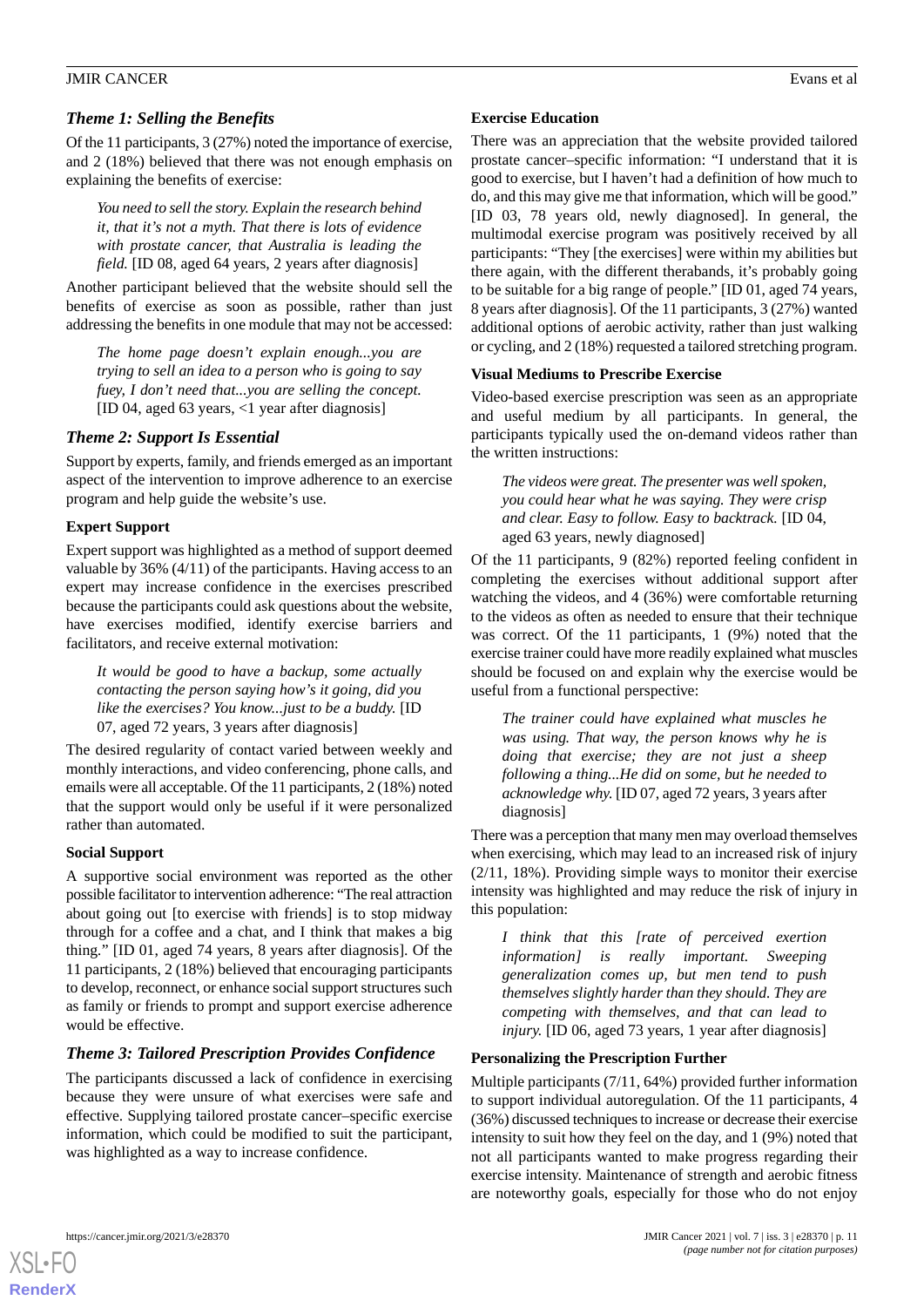### *Theme 1: Selling the Benefits*

Of the 11 participants, 3 (27%) noted the importance of exercise, and 2 (18%) believed that there was not enough emphasis on explaining the benefits of exercise:

> *You need to sell the story. Explain the research behind it, that it's not a myth. That there is lots of evidence with prostate cancer, that Australia is leading the field.* [ID 08, aged 64 years, 2 years after diagnosis]

Another participant believed that the website should sell the benefits of exercise as soon as possible, rather than just addressing the benefits in one module that may not be accessed:

> *The home page doesn't explain enough...you are trying to sell an idea to a person who is going to say fuey, I don't need that...you are selling the concept.* [ID 04, aged 63 years, <1 year after diagnosis]

### *Theme 2: Support Is Essential*

Support by experts, family, and friends emerged as an important aspect of the intervention to improve adherence to an exercise program and help guide the website's use.

#### Expert Support

Expert support was highlighted as a method of support deemed valuable by 36% (4/11) of the participants. Having access to an expert may increase confidence in the exercises prescribed because the participants could ask questions about the website, have exercises modified, identify exercise barriers and facilitators, and receive external motivation:

> *It would be good to have a backup, some actually contacting the person saying how's it going, did you like the exercises? You know...just to be a buddy.* [ID 07, aged 72 years, 3 years after diagnosis]

The desired regularity of contact varied between weekly and monthly interactions, and video conferencing, phone calls, and emails were all acceptable. Of the 11 participants, 2 (18%) noted that the support would only be useful if it were personalized rather than automated.

#### Social Support

A supportive social environment was reported as the other possible facilitator to intervention adherence: "The real attraction about going out [to exercise with friends] is to stop midway through for a coffee and a chat, and I think that makes a big thing." [ID 01, aged 74 years, 8 years after diagnosis]. Of the 11 participants, 2 (18%) believed that encouraging participants to develop, reconnect, or enhance social support structures such as family or friends to prompt and support exercise adherence would be effective.

### *Theme 3: Tailored Prescription Provides Confidence*

The participants discussed a lack of confidence in exercising because they were unsure of what exercises were safe and effective. Supplying tailored prostate cancer–specific exercise information, which could be modified to suit the participant, was highlighted as a way to increase confidence.

#### Exercise Education

There was an appreciation that the website provided tailored prostate cancer–specific information: "I understand that it is good to exercise, but I haven't had a definition of how much to do, and this may give me that information, which will be good." [ID 03, 78 years old, newly diagnosed]. In general, the multimodal exercise program was positively received by all participants: "They [the exercises] were within my abilities but there again, with the different therabands, it's probably going to be suitable for a big range of people." [ID 01, aged 74 years, 8 years after diagnosis]. Of the 11 participants, 3 (27%) wanted additional options of aerobic activity, rather than just walking or cycling, and 2 (18%) requested a tailored stretching program.

#### Visual Mediums to Prescribe Exercise

Video-based exercise prescription was seen as an appropriate and useful medium by all participants. In general, the participants typically used the on-demand videos rather than the written instructions:

> *The videos were great. The presenter was well spoken, you could hear what he was saying. They were crisp and clear. Easy to follow. Easy to backtrack.* [ID 04, aged 63 years, newly diagnosed]

Of the 11 participants, 9 (82%) reported feeling confident in completing the exercises without additional support after watching the videos, and 4 (36%) were comfortable returning to the videos as often as needed to ensure that their technique was correct. Of the 11 participants, 1 (9%) noted that the exercise trainer could have more readily explained what muscles should be focused on and explain why the exercise would be useful from a functional perspective:

> *The trainer could have explained what muscles he was using. That way, the person knows why he is doing that exercise; they are not just a sheep following a thing...He did on some, but he needed to acknowledge why.* [ID 07, aged 72 years, 3 years after diagnosis]

There was a perception that many men may overload themselves when exercising, which may lead to an increased risk of injury (2/11, 18%). Providing simple ways to monitor their exercise intensity was highlighted and may reduce the risk of injury in this population:

> *I think that this [rate of perceived exertion information] is really important. Sweeping generalization comes up, but men tend to push themselves slightly harder than they should. They are competing with themselves, and that can lead to injury.* [ID 06, aged 73 years, 1 year after diagnosis]

#### Personalizing the Prescription Further

Multiple participants (7/11, 64%) provided further information to support individual autoregulation. Of the 11 participants, 4 (36%) discussed techniques to increase or decrease their exercise intensity to suit how they feel on the day, and 1 (9%) noted that not all participants wanted to make progress regarding their exercise intensity. Maintenance of strength and aerobic fitness are noteworthy goals, especially for those who do not enjoy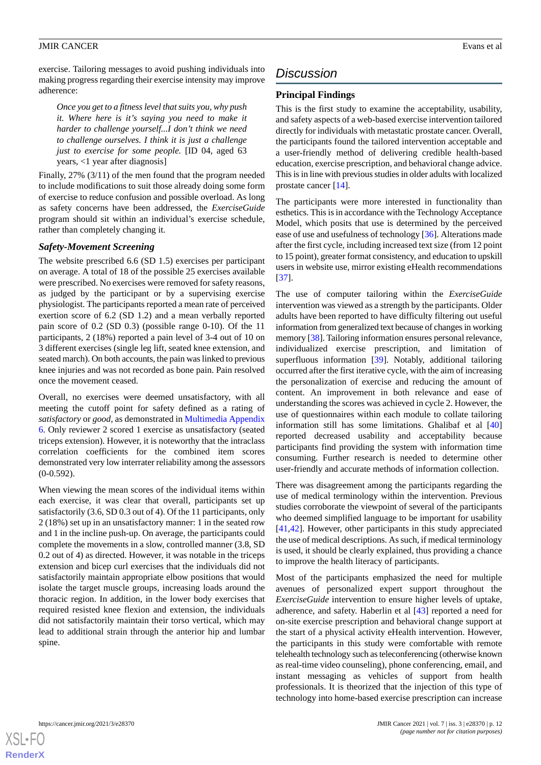exercise. Tailoring messages to avoid pushing individuals into making progress regarding their exercise intensity may improve adherence:

> *Once you get to a fitness level that suits you, why push it. Where here is it's saying you need to make it harder to challenge yourself...I don't think we need to challenge ourselves. I think it is just a challenge just to exercise for some people.* [ID 04, aged 63 years, <1 year after diagnosis]

Finally, 27% (3/11) of the men found that the program needed to include modifications to suit those already doing some form of exercise to reduce confusion and possible overload. As long as safety concerns have been addressed, the *ExerciseGuide* program should sit within an individual's exercise schedule, rather than completely changing it.

### *Safety-Movement Screening*

The website prescribed 6.6 (SD 1.5) exercises per participant on average. A total of 18 of the possible 25 exercises available were prescribed. No exercises were removed for safety reasons, as judged by the participant or by a supervising exercise physiologist. The participants reported a mean rate of perceived exertion score of 6.2 (SD 1.2) and a mean verbally reported pain score of 0.2 (SD 0.3) (possible range 0-10). Of the 11 participants, 2 (18%) reported a pain level of 3-4 out of 10 on 3 different exercises (single leg lift, seated knee extension, and seated march). On both accounts, the pain was linked to previous knee injuries and was not recorded as bone pain. Pain resolved once the movement ceased.

Overall, no exercises were deemed unsatisfactory, with all meeting the cutoff point for safety defined as a rating of *satisfactory* or *good*, as demonstrated in Multimedia Appendix 6. Only reviewer 2 scored 1 exercise as unsatisfactory (seated triceps extension). However, it is noteworthy that the intraclass correlation coefficients for the combined item scores demonstrated very low interrater reliability among the assessors (0-0.592).

When viewing the mean scores of the individual items within each exercise, it was clear that overall, participants set up satisfactorily (3.6, SD 0.3 out of 4). Of the 11 participants, only 2 (18%) set up in an unsatisfactory manner: 1 in the seated row and 1 in the incline push-up. On average, the participants could complete the movements in a slow, controlled manner (3.8, SD 0.2 out of 4) as directed. However, it was notable in the triceps extension and bicep curl exercises that the individuals did not satisfactorily maintain appropriate elbow positions that would isolate the target muscle groups, increasing loads around the thoracic region. In addition, in the lower body exercises that required resisted knee flexion and extension, the individuals did not satisfactorily maintain their torso vertical, which may lead to additional strain through the anterior hip and lumbar spine.

## Discussion

### Principal Findings

This is the first study to examine the acceptability, usability, and safety aspects of a web-based exercise intervention tailored directly for individuals with metastatic prostate cancer. Overall, the participants found the tailored intervention acceptable and a user-friendly method of delivering credible health-based education, exercise prescription, and behavioral change advice. This is in line with previous studies in older adults with localized prostate cancer [14].

The participants were more interested in functionality than esthetics. This is in accordance with the Technology Acceptance Model, which posits that use is determined by the perceived ease of use and usefulness of technology [36]. Alterations made after the first cycle, including increased text size (from 12 point to 15 point), greater format consistency, and education to upskill users in website use, mirror existing eHealth recommendations [37].

The use of computer tailoring within the *ExerciseGuide* intervention was viewed as a strength by the participants. Older adults have been reported to have difficulty filtering out useful information from generalized text because of changes in working memory [38]. Tailoring information ensures personal relevance, individualized exercise prescription, and limitation of superfluous information [39]. Notably, additional tailoring occurred after the first iterative cycle, with the aim of increasing the personalization of exercise and reducing the amount of content. An improvement in both relevance and ease of understanding the scores was achieved in cycle 2. However, the use of questionnaires within each module to collate tailoring information still has some limitations. Ghalibaf et al [40] reported decreased usability and acceptability because participants find providing the system with information time consuming. Further research is needed to determine other user-friendly and accurate methods of information collection.

There was disagreement among the participants regarding the use of medical terminology within the intervention. Previous studies corroborate the viewpoint of several of the participants who deemed simplified language to be important for usability [41,42]. However, other participants in this study appreciated the use of medical descriptions. As such, if medical terminology is used, it should be clearly explained, thus providing a chance to improve the health literacy of participants.

Most of the participants emphasized the need for multiple avenues of personalized expert support throughout the *ExerciseGuide* intervention to ensure higher levels of uptake, adherence, and safety. Haberlin et al [43] reported a need for on-site exercise prescription and behavioral change support at the start of a physical activity eHealth intervention. However, the participants in this study were comfortable with remote telehealth technology such as teleconferencing (otherwise known as real-time video counseling), phone conferencing, email, and instant messaging as vehicles of support from health professionals. It is theorized that the injection of this type of technology into home-based exercise prescription can increase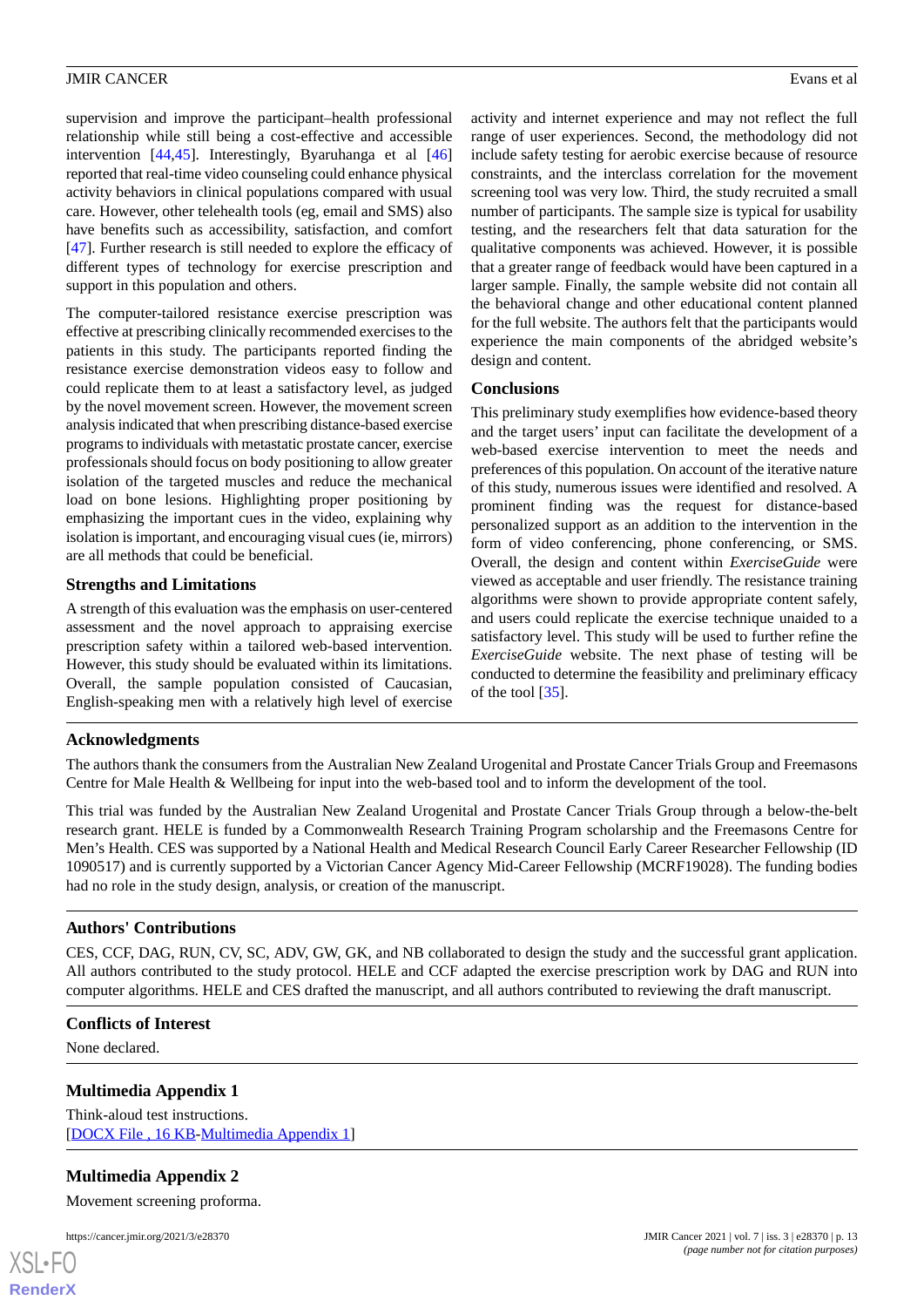supervision and improve the participant–health professional relationship while still being a cost-effective and accessible intervention [44,45]. Interestingly, Byaruhanga et al [46] reported that real-time video counseling could enhance physical activity behaviors in clinical populations compared with usual care. However, other telehealth tools (eg, email and SMS) also have benefits such as accessibility, satisfaction, and comfort [47]. Further research is still needed to explore the efficacy of different types of technology for exercise prescription and support in this population and others.

The computer-tailored resistance exercise prescription was effective at prescribing clinically recommended exercises to the patients in this study. The participants reported finding the resistance exercise demonstration videos easy to follow and could replicate them to at least a satisfactory level, as judged by the novel movement screen. However, the movement screen analysis indicated that when prescribing distance-based exercise programs to individuals with metastatic prostate cancer, exercise professionals should focus on body positioning to allow greater isolation of the targeted muscles and reduce the mechanical load on bone lesions. Highlighting proper positioning by emphasizing the important cues in the video, explaining why isolation is important, and encouraging visual cues (ie, mirrors) are all methods that could be beneficial.

### Strengths and Limitations

A strength of this evaluation was the emphasis on user-centered assessment and the novel approach to appraising exercise prescription safety within a tailored web-based intervention. However, this study should be evaluated within its limitations. Overall, the sample population consisted of Caucasian, English-speaking men with a relatively high level of exercise activity and internet experience and may not reflect the full range of user experiences. Second, the methodology did not include safety testing for aerobic exercise because of resource constraints, and the interclass correlation for the movement screening tool was very low. Third, the study recruited a small number of participants. The sample size is typical for usability testing, and the researchers felt that data saturation for the qualitative components was achieved. However, it is possible that a greater range of feedback would have been captured in a larger sample. Finally, the sample website did not contain all the behavioral change and other educational content planned for the full website. The authors felt that the participants would experience the main components of the abridged website's design and content.

### Conclusions

This preliminary study exemplifies how evidence-based theory and the target users' input can facilitate the development of a web-based exercise intervention to meet the needs and preferences of this population. On account of the iterative nature of this study, numerous issues were identified and resolved. A prominent finding was the request for distance-based personalized support as an addition to the intervention in the form of video conferencing, phone conferencing, or SMS. Overall, the design and content within *ExerciseGuide* were viewed as acceptable and user friendly. The resistance training algorithms were shown to provide appropriate content safely, and users could replicate the exercise technique unaided to a satisfactory level. This study will be used to further refine the *ExerciseGuide* website. The next phase of testing will be conducted to determine the feasibility and preliminary efficacy of the tool [35].

### Acknowledgments

The authors thank the consumers from the Australian New Zealand Urogenital and Prostate Cancer Trials Group and Freemasons Centre for Male Health & Wellbeing for input into the web-based tool and to inform the development of the tool.

This trial was funded by the Australian New Zealand Urogenital and Prostate Cancer Trials Group through a below-the-belt research grant. HELE is funded by a Commonwealth Research Training Program scholarship and the Freemasons Centre for Men's Health. CES was supported by a National Health and Medical Research Council Early Career Researcher Fellowship (ID 1090517) and is currently supported by a Victorian Cancer Agency Mid-Career Fellowship (MCRF19028). The funding bodies had no role in the study design, analysis, or creation of the manuscript.

### Authors' Contributions

CES, CCF, DAG, RUN, CV, SC, ADV, GW, GK, and NB collaborated to design the study and the successful grant application. All authors contributed to the study protocol. HELE and CCF adapted the exercise prescription work by DAG and RUN into computer algorithms. HELE and CES drafted the manuscript, and all authors contributed to reviewing the draft manuscript.

### Conflicts of Interest

None declared.

### Multimedia Appendix 1

Think-aloud test instructions.
[DOCX File , 16 KB-Multimedia Appendix 1]

### Multimedia Appendix 2

Movement screening proforma.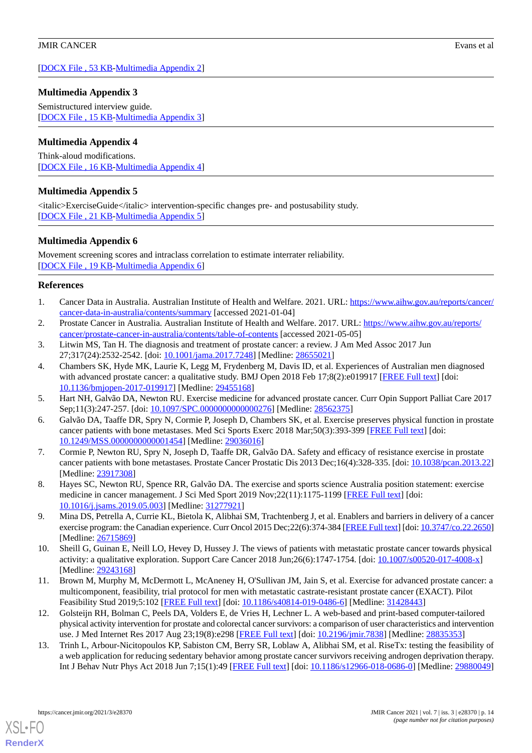[DOCX File , 53 KB-Multimedia Appendix 2]

### Multimedia Appendix 3

Semistructured interview guide.
[DOCX File , 15 KB-Multimedia Appendix 3]

### Multimedia Appendix 4

Think-aloud modifications.
[DOCX File , 16 KB-Multimedia Appendix 4]

### Multimedia Appendix 5

<italic>ExerciseGuide</italic> intervention-specific changes pre- and postusability study.
[DOCX File , 21 KB-Multimedia Appendix 5]

### Multimedia Appendix 6

Movement screening scores and intraclass correlation to estimate interrater reliability.
[DOCX File , 19 KB-Multimedia Appendix 6]

## References

1. Cancer Data in Australia. Australian Institute of Health and Welfare. 2021. URL: https://www.aihw.gov.au/reports/cancer/cancer-data-in-australia/contents/summary [accessed 2021-01-04]
2. Prostate Cancer in Australia. Australian Institute of Health and Welfare. 2017. URL: https://www.aihw.gov.au/reports/cancer/prostate-cancer-in-australia/contents/table-of-contents [accessed 2021-05-05]
3. Litwin MS, Tan H. The diagnosis and treatment of prostate cancer: a review. J Am Med Assoc 2017 Jun 27;317(24):2532-2542. [doi: 10.1001/jama.2017.7248] [Medline: 28655021]
4. Chambers SK, Hyde MK, Laurie K, Legg M, Frydenberg M, Davis ID, et al. Experiences of Australian men diagnosed with advanced prostate cancer: a qualitative study. BMJ Open 2018 Feb 17;8(2):e019917 [FREE Full text] [doi: 10.1136/bmjopen-2017-019917] [Medline: 29455168]
5. Hart NH, Galvão DA, Newton RU. Exercise medicine for advanced prostate cancer. Curr Opin Support Palliat Care 2017 Sep;11(3):247-257. [doi: 10.1097/SPC.0000000000000276] [Medline: 28562375]
6. Galvão DA, Taaffe DR, Spry N, Cormie P, Joseph D, Chambers SK, et al. Exercise preserves physical function in prostate cancer patients with bone metastases. Med Sci Sports Exerc 2018 Mar;50(3):393-399 [FREE Full text] [doi: 10.1249/MSS.0000000000001454] [Medline: 29036016]
7. Cormie P, Newton RU, Spry N, Joseph D, Taaffe DR, Galvão DA. Safety and efficacy of resistance exercise in prostate cancer patients with bone metastases. Prostate Cancer Prostatic Dis 2013 Dec;16(4):328-335. [doi: 10.1038/pcan.2013.22] [Medline: 23917308]
8. Hayes SC, Newton RU, Spence RR, Galvão DA. The exercise and sports science Australia position statement: exercise medicine in cancer management. J Sci Med Sport 2019 Nov;22(11):1175-1199 [FREE Full text] [doi: 10.1016/j.jsams.2019.05.003] [Medline: 31277921]
9. Mina DS, Petrella A, Currie KL, Bietola K, Alibhai SM, Trachtenberg J, et al. Enablers and barriers in delivery of a cancer exercise program: the Canadian experience. Curr Oncol 2015 Dec;22(6):374-384 [FREE Full text] [doi: 10.3747/co.22.2650] [Medline: 26715869]
10. Sheill G, Guinan E, Neill LO, Hevey D, Hussey J. The views of patients with metastatic prostate cancer towards physical activity: a qualitative exploration. Support Care Cancer 2018 Jun;26(6):1747-1754. [doi: 10.1007/s00520-017-4008-x] [Medline: 29243168]
11. Brown M, Murphy M, McDermott L, McAneney H, O'Sullivan JM, Jain S, et al. Exercise for advanced prostate cancer: a multicomponent, feasibility, trial protocol for men with metastatic castrate-resistant prostate cancer (EXACT). Pilot Feasibility Stud 2019;5:102 [FREE Full text] [doi: 10.1186/s40814-019-0486-6] [Medline: 31428443]
12. Golsteijn RH, Bolman C, Peels DA, Volders E, de Vries H, Lechner L. A web-based and print-based computer-tailored physical activity intervention for prostate and colorectal cancer survivors: a comparison of user characteristics and intervention use. J Med Internet Res 2017 Aug 23;19(8):e298 [FREE Full text] [doi: 10.2196/jmir.7838] [Medline: 28835353]
13. Trinh L, Arbour-Nicitopoulos KP, Sabiston CM, Berry SR, Loblaw A, Alibhai SM, et al. RiseTx: testing the feasibility of a web application for reducing sedentary behavior among prostate cancer survivors receiving androgen deprivation therapy. Int J Behav Nutr Phys Act 2018 Jun 7;15(1):49 [FREE Full text] [doi: 10.1186/s12966-018-0686-0] [Medline: 29880049]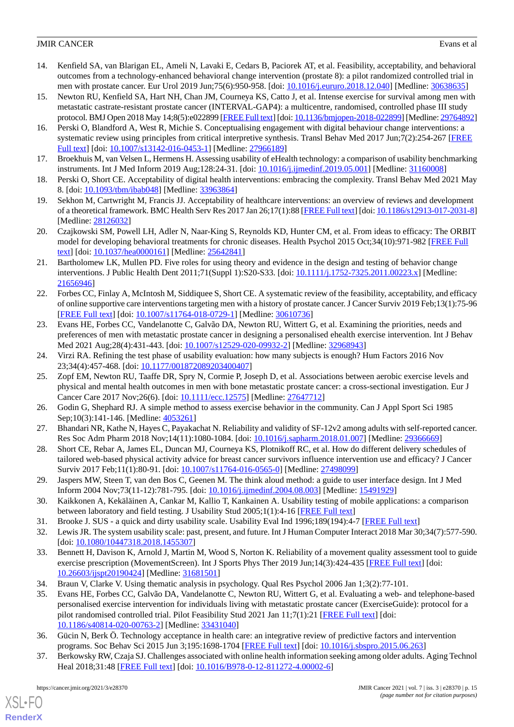14. Kenfield SA, van Blarigan EL, Ameli N, Lavaki E, Cedars B, Paciorek AT, et al. Feasibility, acceptability, and behavioral outcomes from a technology-enhanced behavioral change intervention (prostate 8): a pilot randomized controlled trial in men with prostate cancer. Eur Urol 2019 Jun;75(6):950-958. [doi: 10.1016/j.eururo.2018.12.040] [Medline: 30638635]
15. Newton RU, Kenfield SA, Hart NH, Chan JM, Courneya KS, Catto J, et al. Intense exercise for survival among men with metastatic castrate-resistant prostate cancer (INTERVAL-GAP4): a multicentre, randomised, controlled phase III study protocol. BMJ Open 2018 May 14;8(5):e022899 [FREE Full text] [doi: 10.1136/bmjopen-2018-022899] [Medline: 29764892]
16. Perski O, Blandford A, West R, Michie S. Conceptualising engagement with digital behaviour change interventions: a systematic review using principles from critical interpretive synthesis. Transl Behav Med 2017 Jun;7(2):254-267 [FREE Full text] [doi: 10.1007/s13142-016-0453-1] [Medline: 27966189]
17. Broekhuis M, van Velsen L, Hermens H. Assessing usability of eHealth technology: a comparison of usability benchmarking instruments. Int J Med Inform 2019 Aug;128:24-31. [doi: 10.1016/j.ijmedinf.2019.05.001] [Medline: 31160008]
18. Perski O, Short CE. Acceptability of digital health interventions: embracing the complexity. Transl Behav Med 2021 May 8. [doi: 10.1093/tbm/ibab048] [Medline: 33963864]
19. Sekhon M, Cartwright M, Francis JJ. Acceptability of healthcare interventions: an overview of reviews and development of a theoretical framework. BMC Health Serv Res 2017 Jan 26;17(1):88 [FREE Full text] [doi: 10.1186/s12913-017-2031-8] [Medline: 28126032]
20. Czajkowski SM, Powell LH, Adler N, Naar-King S, Reynolds KD, Hunter CM, et al. From ideas to efficacy: The ORBIT model for developing behavioral treatments for chronic diseases. Health Psychol 2015 Oct;34(10):971-982 [FREE Full text] [doi: 10.1037/hea0000161] [Medline: 25642841]
21. Bartholomew LK, Mullen PD. Five roles for using theory and evidence in the design and testing of behavior change interventions. J Public Health Dent 2011;71(Suppl 1):S20-S33. [doi: 10.1111/j.1752-7325.2011.00223.x] [Medline: 21656946]
22. Forbes CC, Finlay A, McIntosh M, Siddiquee S, Short CE. A systematic review of the feasibility, acceptability, and efficacy of online supportive care interventions targeting men with a history of prostate cancer. J Cancer Surviv 2019 Feb;13(1):75-96 [FREE Full text] [doi: 10.1007/s11764-018-0729-1] [Medline: 30610736]
23. Evans HE, Forbes CC, Vandelanotte C, Galvão DA, Newton RU, Wittert G, et al. Examining the priorities, needs and preferences of men with metastatic prostate cancer in designing a personalised ehealth exercise intervention. Int J Behav Med 2021 Aug;28(4):431-443. [doi: 10.1007/s12529-020-09932-2] [Medline: 32968943]
24. Virzi RA. Refining the test phase of usability evaluation: how many subjects is enough? Hum Factors 2016 Nov 23;34(4):457-468. [doi: 10.1177/001872089203400407]
25. Zopf EM, Newton RU, Taaffe DR, Spry N, Cormie P, Joseph D, et al. Associations between aerobic exercise levels and physical and mental health outcomes in men with bone metastatic prostate cancer: a cross-sectional investigation. Eur J Cancer Care 2017 Nov;26(6). [doi: 10.1111/ecc.12575] [Medline: 27647712]
26. Godin G, Shephard RJ. A simple method to assess exercise behavior in the community. Can J Appl Sport Sci 1985 Sep;10(3):141-146. [Medline: 4053261]
27. Bhandari NR, Kathe N, Hayes C, Payakachat N. Reliability and validity of SF-12v2 among adults with self-reported cancer. Res Soc Adm Pharm 2018 Nov;14(11):1080-1084. [doi: 10.1016/j.sapharm.2018.01.007] [Medline: 29366669]
28. Short CE, Rebar A, James EL, Duncan MJ, Courneya KS, Plotnikoff RC, et al. How do different delivery schedules of tailored web-based physical activity advice for breast cancer survivors influence intervention use and efficacy? J Cancer Surviv 2017 Feb;11(1):80-91. [doi: 10.1007/s11764-016-0565-0] [Medline: 27498099]
29. Jaspers MW, Steen T, van den Bos C, Geenen M. The think aloud method: a guide to user interface design. Int J Med Inform 2004 Nov;73(11-12):781-795. [doi: 10.1016/j.ijmedinf.2004.08.003] [Medline: 15491929]
30. Kaikkonen A, Kekäläinen A, Cankar M, Kallio T, Kankainen A. Usability testing of mobile applications: a comparison between laboratory and field testing. J Usability Stud 2005;1(1):4-16 [FREE Full text]
31. Brooke J. SUS - a quick and dirty usability scale. Usability Eval Ind 1996;189(194):4-7 [FREE Full text]
32. Lewis JR. The system usability scale: past, present, and future. Int J Human Computer Interact 2018 Mar 30;34(7):577-590. [doi: 10.1080/10447318.2018.1455307]
33. Bennett H, Davison K, Arnold J, Martin M, Wood S, Norton K. Reliability of a movement quality assessment tool to guide exercise prescription (MovementScreen). Int J Sports Phys Ther 2019 Jun;14(3):424-435 [FREE Full text] [doi: 10.26603/ijspt20190424] [Medline: 31681501]
34. Braun V, Clarke V. Using thematic analysis in psychology. Qual Res Psychol 2006 Jan 1;3(2):77-101.
35. Evans HE, Forbes CC, Galvão DA, Vandelanotte C, Newton RU, Wittert G, et al. Evaluating a web- and telephone-based personalised exercise intervention for individuals living with metastatic prostate cancer (ExerciseGuide): protocol for a pilot randomised controlled trial. Pilot Feasibility Stud 2021 Jan 11;7(1):21 [FREE Full text] [doi: 10.1186/s40814-020-00763-2] [Medline: 33431040]
36. Gücin N, Berk Ö. Technology acceptance in health care: an integrative review of predictive factors and intervention programs. Soc Behav Sci 2015 Jun 3;195:1698-1704 [FREE Full text] [doi: 10.1016/j.sbspro.2015.06.263]
37. Berkowsky RW, Czaja SJ. Challenges associated with online health information seeking among older adults. Aging Technol Heal 2018;31:48 [FREE Full text] [doi: 10.1016/B978-0-12-811272-4.00002-6]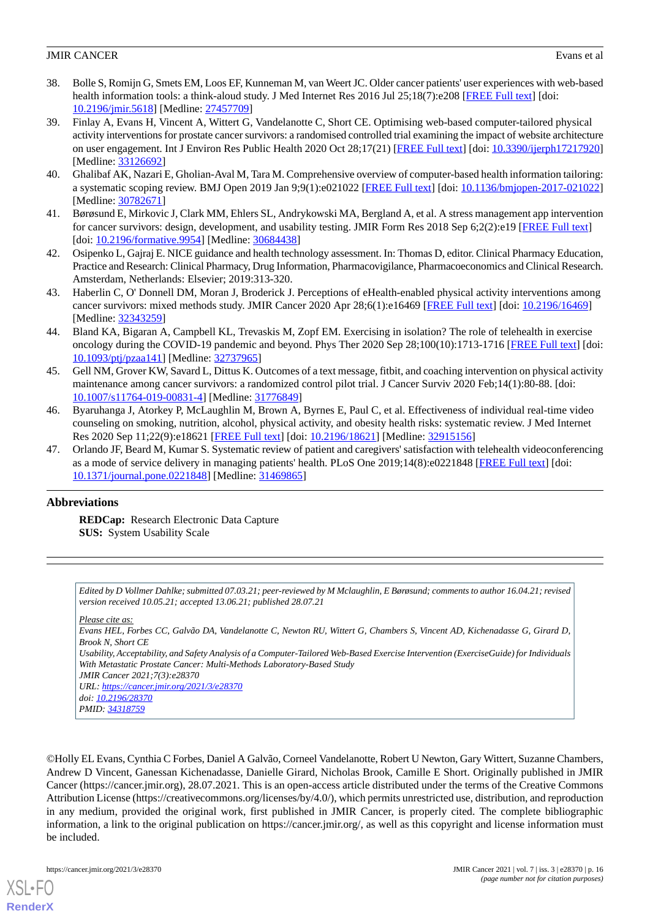38. Bolle S, Romijn G, Smets EM, Loos EF, Kunneman M, van Weert JC. Older cancer patients' user experiences with web-based health information tools: a think-aloud study. J Med Internet Res 2016 Jul 25;18(7):e208 [FREE Full text] [doi: 10.2196/jmir.5618] [Medline: 27457709]
39. Finlay A, Evans H, Vincent A, Wittert G, Vandelanotte C, Short CE. Optimising web-based computer-tailored physical activity interventions for prostate cancer survivors: a randomised controlled trial examining the impact of website architecture on user engagement. Int J Environ Res Public Health 2020 Oct 28;17(21) [FREE Full text] [doi: 10.3390/ijerph17217920] [Medline: 33126692]
40. Ghalibaf AK, Nazari E, Gholian-Aval M, Tara M. Comprehensive overview of computer-based health information tailoring: a systematic scoping review. BMJ Open 2019 Jan 9;9(1):e021022 [FREE Full text] [doi: 10.1136/bmjopen-2017-021022] [Medline: 30782671]
41. Børøsund E, Mirkovic J, Clark MM, Ehlers SL, Andrykowski MA, Bergland A, et al. A stress management app intervention for cancer survivors: design, development, and usability testing. JMIR Form Res 2018 Sep 6;2(2):e19 [FREE Full text] [doi: 10.2196/formative.9954] [Medline: 30684438]
42. Osipenko L, Gajraj E. NICE guidance and health technology assessment. In: Thomas D, editor. Clinical Pharmacy Education, Practice and Research: Clinical Pharmacy, Drug Information, Pharmacovigilance, Pharmacoeconomics and Clinical Research. Amsterdam, Netherlands: Elsevier; 2019:313-320.
43. Haberlin C, O' Donnell DM, Moran J, Broderick J. Perceptions of eHealth-enabled physical activity interventions among cancer survivors: mixed methods study. JMIR Cancer 2020 Apr 28;6(1):e16469 [FREE Full text] [doi: 10.2196/16469] [Medline: 32343259]
44. Bland KA, Bigaran A, Campbell KL, Trevaskis M, Zopf EM. Exercising in isolation? The role of telehealth in exercise oncology during the COVID-19 pandemic and beyond. Phys Ther 2020 Sep 28;100(10):1713-1716 [FREE Full text] [doi: 10.1093/ptj/pzaa141] [Medline: 32737965]
45. Gell NM, Grover KW, Savard L, Dittus K. Outcomes of a text message, fitbit, and coaching intervention on physical activity maintenance among cancer survivors: a randomized control pilot trial. J Cancer Surviv 2020 Feb;14(1):80-88. [doi: 10.1007/s11764-019-00831-4] [Medline: 31776849]
46. Byaruhanga J, Atorkey P, McLaughlin M, Brown A, Byrnes E, Paul C, et al. Effectiveness of individual real-time video counseling on smoking, nutrition, alcohol, physical activity, and obesity health risks: systematic review. J Med Internet Res 2020 Sep 11;22(9):e18621 [FREE Full text] [doi: 10.2196/18621] [Medline: 32915156]
47. Orlando JF, Beard M, Kumar S. Systematic review of patient and caregivers' satisfaction with telehealth videoconferencing as a mode of service delivery in managing patients' health. PLoS One 2019;14(8):e0221848 [FREE Full text] [doi: 10.1371/journal.pone.0221848] [Medline: 31469865]

## Abbreviations

**REDCap:** Research Electronic Data Capture
**SUS:** System Usability Scale

*Edited by D Vollmer Dahlke; submitted 07.03.21; peer-reviewed by M Mclaughlin, E Børøsund; comments to author 16.04.21; revised version received 10.05.21; accepted 13.06.21; published 28.07.21*

*Please cite as:*
*Evans HEL, Forbes CC, Galvão DA, Vandelanotte C, Newton RU, Wittert G, Chambers S, Vincent AD, Kichenadasse G, Girard D, Brook N, Short CE*
*Usability, Acceptability, and Safety Analysis of a Computer-Tailored Web-Based Exercise Intervention (ExerciseGuide) for Individuals With Metastatic Prostate Cancer: Multi-Methods Laboratory-Based Study*
*JMIR Cancer 2021;7(3):e28370*
*URL: https://cancer.jmir.org/2021/3/e28370*
*doi: 10.2196/28370*
*PMID: 34318759*

©Holly EL Evans, Cynthia C Forbes, Daniel A Galvão, Corneel Vandelanotte, Robert U Newton, Gary Wittert, Suzanne Chambers, Andrew D Vincent, Ganessan Kichenadasse, Danielle Girard, Nicholas Brook, Camille E Short. Originally published in JMIR Cancer (https://cancer.jmir.org), 28.07.2021. This is an open-access article distributed under the terms of the Creative Commons Attribution License (https://creativecommons.org/licenses/by/4.0/), which permits unrestricted use, distribution, and reproduction in any medium, provided the original work, first published in JMIR Cancer, is properly cited. The complete bibliographic information, a link to the original publication on https://cancer.jmir.org/, as well as this copyright and license information must be included.